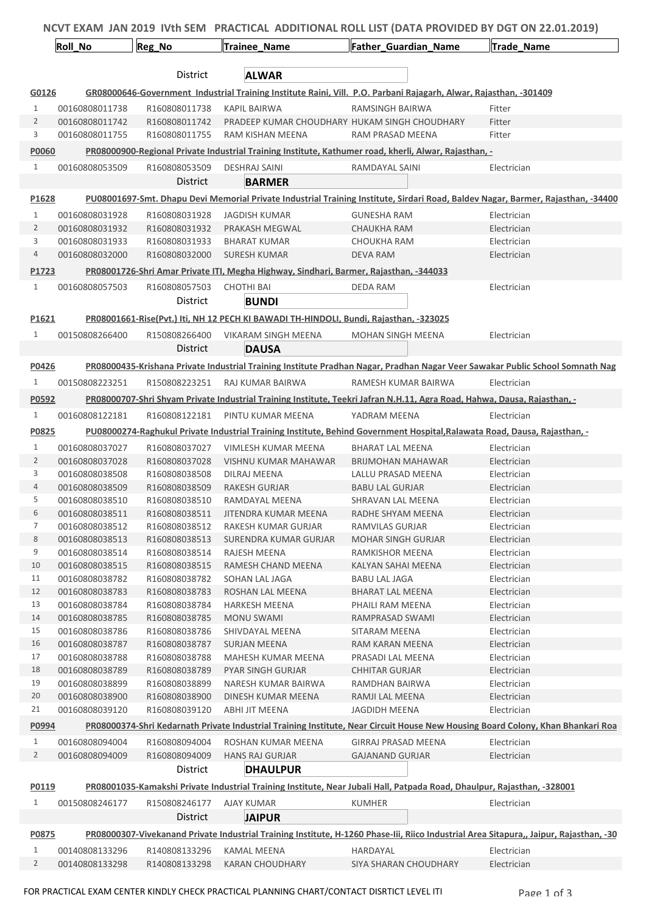# NCVT EXAM JAN 2019 IVth SEM PRACTICAL ADDITIONAL ROLL LIST (DATA PROVIDED BY DGT ON 22.01.2019)

| | Roll_No | Reg_No | Trainee_Name | Father_Guardian_Name | Trade_Name |
|---|---|---|---|---|---|
| | | District | **ALWAR** | | |
| **G0126** | **GR08000646-Government Industrial Training Institute Raini, Vill. P.O. Parbani Rajagarh, Alwar, Rajasthan, -301409** | | | | |
| 1 | 00160808011738 | R160808011738 | KAPIL BAIRWA | RAMSINGH BAIRWA | Fitter |
| 2 | 00160808011742 | R160808011742 | PRADEEP KUMAR CHOUDHARY | HUKAM SINGH CHOUDHARY | Fitter |
| 3 | 00160808011755 | R160808011755 | RAM KISHAN MEENA | RAM PRASAD MEENA | Fitter |
| **P0060** | **PR08000900-Regional Private Industrial Training Institute, Kathumer road, kherli, Alwar, Rajasthan, -** | | | | |
| 1 | 00160808053509 | R160808053509 | DESHRAJ SAINI | RAMDAYAL SAINI | Electrician |
| | | District | **BARMER** | | |
| **P1628** | **PU08001697-Smt. Dhapu Devi Memorial Private Industrial Training Institute, Sirdari Road, Baldev Nagar, Barmer, Rajasthan, -34400** | | | | |
| 1 | 00160808031928 | R160808031928 | JAGDISH KUMAR | GUNESHA RAM | Electrician |
| 2 | 00160808031932 | R160808031932 | PRAKASH MEGWAL | CHAUKHA RAM | Electrician |
| 3 | 00160808031933 | R160808031933 | BHARAT KUMAR | CHOUKHA RAM | Electrician |
| 4 | 00160808032000 | R160808032000 | SURESH KUMAR | DEVA RAM | Electrician |
| **P1723** | **PR08001726-Shri Amar Private ITI, Megha Highway, Sindhari, Barmer, Rajasthan, -344033** | | | | |
| 1 | 00160808057503 | R160808057503 | CHOTHI BAI | DEDA RAM | Electrician |
| | | District | **BUNDI** | | |
| **P1621** | **PR08001661-Rise(Pvt.) Iti, NH 12 PECH KI BAWADI TH-HINDOLI, Bundi, Rajasthan, -323025** | | | | |
| 1 | 00150808266400 | R150808266400 | VIKARAM SINGH MEENA | MOHAN SINGH MEENA | Electrician |
| | | District | **DAUSA** | | |
| **P0426** | **PR08000435-Krishana Private Industrial Training Institute Pradhan Nagar, Pradhan Nagar Veer Sawakar Public School Somnath Nag** | | | | |
| 1 | 00150808223251 | R150808223251 | RAJ KUMAR BAIRWA | RAMESH KUMAR BAIRWA | Electrician |
| **P0592** | **PR08000707-Shri Shyam Private Industrial Training Institute, Teekri Jafran N.H.11, Agra Road, Hahwa, Dausa, Rajasthan, -** | | | | |
| 1 | 00160808122181 | R160808122181 | PINTU KUMAR MEENA | YADRAM MEENA | Electrician |
| **P0825** | **PU08000274-Raghukul Private Industrial Training Institute, Behind Government Hospital,Ralawata Road, Dausa, Rajasthan, -** | | | | |
| 1 | 00160808037027 | R160808037027 | VIMLESH KUMAR MEENA | BHARAT LAL MEENA | Electrician |
| 2 | 00160808037028 | R160808037028 | VISHNU KUMAR MAHAWAR | BRIJMOHAN MAHAWAR | Electrician |
| 3 | 00160808038508 | R160808038508 | DILRAJ MEENA | LALLU PRASAD MEENA | Electrician |
| 4 | 00160808038509 | R160808038509 | RAKESH GURJAR | BABU LAL GURJAR | Electrician |
| 5 | 00160808038510 | R160808038510 | RAMDAYAL MEENA | SHRAVAN LAL MEENA | Electrician |
| 6 | 00160808038511 | R160808038511 | JITENDRA KUMAR MEENA | RADHE SHYAM MEENA | Electrician |
| 7 | 00160808038512 | R160808038512 | RAKESH KUMAR GURJAR | RAMVILAS GURJAR | Electrician |
| 8 | 00160808038513 | R160808038513 | SURENDRA KUMAR GURJAR | MOHAR SINGH GURJAR | Electrician |
| 9 | 00160808038514 | R160808038514 | RAJESH MEENA | RAMKISHOR MEENA | Electrician |
| 10 | 00160808038515 | R160808038515 | RAMESH CHAND MEENA | KALYAN SAHAI MEENA | Electrician |
| 11 | 00160808038782 | R160808038782 | SOHAN LAL JAGA | BABU LAL JAGA | Electrician |
| 12 | 00160808038783 | R160808038783 | ROSHAN LAL MEENA | BHARAT LAL MEENA | Electrician |
| 13 | 00160808038784 | R160808038784 | HARKESH MEENA | PHAILI RAM MEENA | Electrician |
| 14 | 00160808038785 | R160808038785 | MONU SWAMI | RAMPRASAD SWAMI | Electrician |
| 15 | 00160808038786 | R160808038786 | SHIVDAYAL MEENA | SITARAM MEENA | Electrician |
| 16 | 00160808038787 | R160808038787 | SURJAN MEENA | RAM KARAN MEENA | Electrician |
| 17 | 00160808038788 | R160808038788 | MAHESH KUMAR MEENA | PRASADI LAL MEENA | Electrician |
| 18 | 00160808038789 | R160808038789 | PYAR SINGH GURJAR | CHHITAR GURJAR | Electrician |
| 19 | 00160808038899 | R160808038899 | NARESH KUMAR BAIRWA | RAMDHAN BAIRWA | Electrician |
| 20 | 00160808038900 | R160808038900 | DINESH KUMAR MEENA | RAMJI LAL MEENA | Electrician |
| 21 | 00160808039120 | R160808039120 | ABHI JIT MEENA | JAGDIDH MEENA | Electrician |
| **P0994** | **PR08000374-Shri Kedarnath Private Industrial Training Institute, Near Circuit House New Housing Board Colony, Khan Bhankari Roa** | | | | |
| 1 | 00160808094004 | R160808094004 | ROSHAN KUMAR MEENA | GIRRAJ PRASAD MEENA | Electrician |
| 2 | 00160808094009 | R160808094009 | HANS RAJ GURJAR | GAJANAND GURJAR | Electrician |
| | | District | **DHAULPUR** | | |
| **P0119** | **PR08001035-Kamakshi Private Industrial Training Institute, Near Jubali Hall, Patpada Road, Dhaulpur, Rajasthan, -328001** | | | | |
| 1 | 00150808246177 | R150808246177 | AJAY KUMAR | KUMHER | Electrician |
| | | District | **JAIPUR** | | |
| **P0875** | **PR08000307-Vivekanand Private Industrial Training Institute, H-1260 Phase-Iii, Riico Industrial Area Sitapura,, Jaipur, Rajasthan, -30** | | | | |
| 1 | 00140808133296 | R140808133296 | KAMAL MEENA | HARDAYAL | Electrician |
| 2 | 00140808133298 | R140808133298 | KARAN CHOUDHARY | SIYA SHARAN CHOUDHARY | Electrician |

FOR PRACTICAL EXAM CENTER KINDLY CHECK PRACTICAL PLANNING CHART/CONTACT DISRTICT LEVEL ITI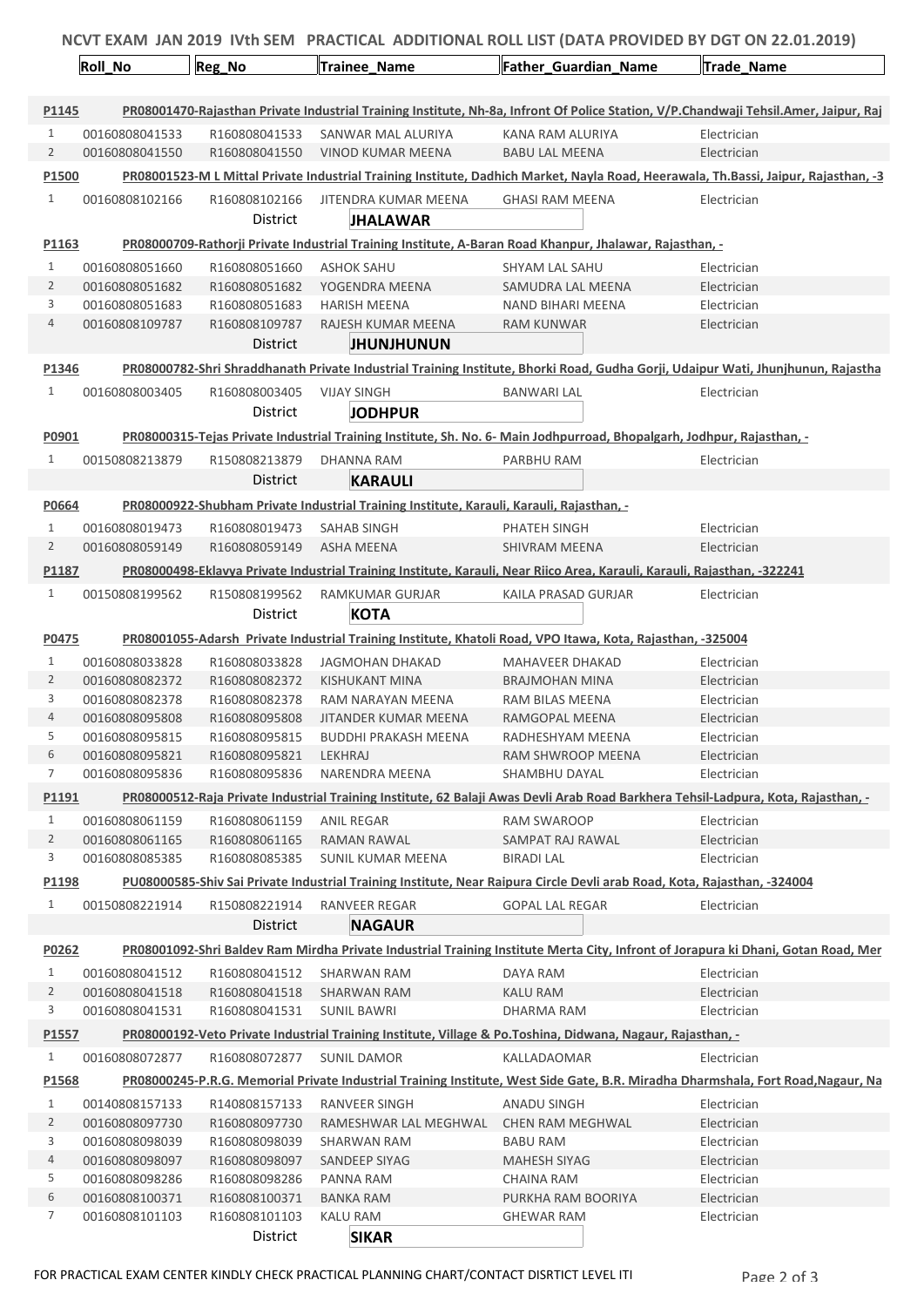## NCVT EXAM JAN 2019 IVth SEM PRACTICAL ADDITIONAL ROLL LIST (DATA PROVIDED BY DGT ON 22.01.2019)

| | Roll_No | Reg_No | Trainee_Name | Father_Guardian_Name | Trade_Name |
|---|---|---|---|---|---|
| **P1145** | **PR08001470-Rajasthan Private Industrial Training Institute, Nh-8a, Infront Of Police Station, V/P.Chandwaji Tehsil.Amer, Jaipur, Raj** | | | | |
| 1 | 00160808041533 | R160808041533 | SANWAR MAL ALURIYA | KANA RAM ALURIYA | Electrician |
| 2 | 00160808041550 | R160808041550 | VINOD KUMAR MEENA | BABU LAL MEENA | Electrician |
| **P1500** | **PR08001523-M L Mittal Private Industrial Training Institute, Dadhich Market, Nayla Road, Heerawala, Th.Bassi, Jaipur, Rajasthan, -3** | | | | |
| 1 | 00160808102166 | R160808102166 | JITENDRA KUMAR MEENA | GHASI RAM MEENA | Electrician |
| | | District | **JHALAWAR** | | |
| **P1163** | **PR08000709-Rathorji Private Industrial Training Institute, A-Baran Road Khanpur, Jhalawar, Rajasthan, -** | | | | |
| 1 | 00160808051660 | R160808051660 | ASHOK SAHU | SHYAM LAL SAHU | Electrician |
| 2 | 00160808051682 | R160808051682 | YOGENDRA MEENA | SAMUDRA LAL MEENA | Electrician |
| 3 | 00160808051683 | R160808051683 | HARISH MEENA | NAND BIHARI MEENA | Electrician |
| 4 | 00160808109787 | R160808109787 | RAJESH KUMAR MEENA | RAM KUNWAR | Electrician |
| | | District | **JHUNJHUNUN** | | |
| **P1346** | **PR08000782-Shri Shraddhanath Private Industrial Training Institute, Bhorki Road, Gudha Gorji, Udaipur Wati, Jhunjhunun, Rajastha** | | | | |
| 1 | 00160808003405 | R160808003405 | VIJAY SINGH | BANWARI LAL | Electrician |
| | | District | **JODHPUR** | | |
| **P0901** | **PR08000315-Tejas Private Industrial Training Institute, Sh. No. 6- Main Jodhpurroad, Bhopalgarh, Jodhpur, Rajasthan, -** | | | | |
| 1 | 00150808213879 | R150808213879 | DHANNA RAM | PARBHU RAM | Electrician |
| | | District | **KARAULI** | | |
| **P0664** | **PR08000922-Shubham Private Industrial Training Institute, Karauli, Karauli, Rajasthan, -** | | | | |
| 1 | 00160808019473 | R160808019473 | SAHAB SINGH | PHATEH SINGH | Electrician |
| 2 | 00160808059149 | R160808059149 | ASHA MEENA | SHIVRAM MEENA | Electrician |
| **P1187** | **PR08000498-Eklavya Private Industrial Training Institute, Karauli, Near Riico Area, Karauli, Karauli, Rajasthan, -322241** | | | | |
| 1 | 00150808199562 | R150808199562 | RAMKUMAR GURJAR | KAILA PRASAD GURJAR | Electrician |
| | | District | **KOTA** | | |
| **P0475** | **PR08001055-Adarsh Private Industrial Training Institute, Khatoli Road, VPO Itawa, Kota, Rajasthan, -325004** | | | | |
| 1 | 00160808033828 | R160808033828 | JAGMOHAN DHAKAD | MAHAVEER DHAKAD | Electrician |
| 2 | 00160808082372 | R160808082372 | KISHUKANT MINA | BRAJMOHAN MINA | Electrician |
| 3 | 00160808082378 | R160808082378 | RAM NARAYAN MEENA | RAM BILAS MEENA | Electrician |
| 4 | 00160808095808 | R160808095808 | JITANDER KUMAR MEENA | RAMGOPAL MEENA | Electrician |
| 5 | 00160808095815 | R160808095815 | BUDDHI PRAKASH MEENA | RADHESHYAM MEENA | Electrician |
| 6 | 00160808095821 | R160808095821 | LEKHRAJ | RAM SHWROOP MEENA | Electrician |
| 7 | 00160808095836 | R160808095836 | NARENDRA MEENA | SHAMBHU DAYAL | Electrician |
| **P1191** | **PR08000512-Raja Private Industrial Training Institute, 62 Balaji Awas Devli Arab Road Barkhera Tehsil-Ladpura, Kota, Rajasthan, -** | | | | |
| 1 | 00160808061159 | R160808061159 | ANIL REGAR | RAM SWAROOP | Electrician |
| 2 | 00160808061165 | R160808061165 | RAMAN RAWAL | SAMPAT RAJ RAWAL | Electrician |
| 3 | 00160808085385 | R160808085385 | SUNIL KUMAR MEENA | BIRADI LAL | Electrician |
| **P1198** | **PU08000585-Shiv Sai Private Industrial Training Institute, Near Raipura Circle Devli arab Road, Kota, Rajasthan, -324004** | | | | |
| 1 | 00150808221914 | R150808221914 | RANVEER REGAR | GOPAL LAL REGAR | Electrician |
| | | District | **NAGAUR** | | |
| **P0262** | **PR08001092-Shri Baldev Ram Mirdha Private Industrial Training Institute Merta City, Infront of Jorapura ki Dhani, Gotan Road, Mer** | | | | |
| 1 | 00160808041512 | R160808041512 | SHARWAN RAM | DAYA RAM | Electrician |
| 2 | 00160808041518 | R160808041518 | SHARWAN RAM | KALU RAM | Electrician |
| 3 | 00160808041531 | R160808041531 | SUNIL BAWRI | DHARMA RAM | Electrician |
| **P1557** | **PR08000192-Veto Private Industrial Training Institute, Village & Po.Toshina, Didwana, Nagaur, Rajasthan, -** | | | | |
| 1 | 00160808072877 | R160808072877 | SUNIL DAMOR | KALLADAOMAR | Electrician |
| **P1568** | **PR08000245-P.R.G. Memorial Private Industrial Training Institute, West Side Gate, B.R. Miradha Dharmshala, Fort Road,Nagaur, Na** | | | | |
| 1 | 00140808157133 | R140808157133 | RANVEER SINGH | ANADU SINGH | Electrician |
| 2 | 00160808097730 | R160808097730 | RAMESHWAR LAL MEGHWAL | CHEN RAM MEGHWAL | Electrician |
| 3 | 00160808098039 | R160808098039 | SHARWAN RAM | BABU RAM | Electrician |
| 4 | 00160808098097 | R160808098097 | SANDEEP SIYAG | MAHESH SIYAG | Electrician |
| 5 | 00160808098286 | R160808098286 | PANNA RAM | CHAINA RAM | Electrician |
| 6 | 00160808100371 | R160808100371 | BANKA RAM | PURKHA RAM BOORIYA | Electrician |
| 7 | 00160808101103 | R160808101103 | KALU RAM | GHEWAR RAM | Electrician |
| | | District | **SIKAR** | | |

FOR PRACTICAL EXAM CENTER KINDLY CHECK PRACTICAL PLANNING CHART/CONTACT DISRTICT LEVEL ITI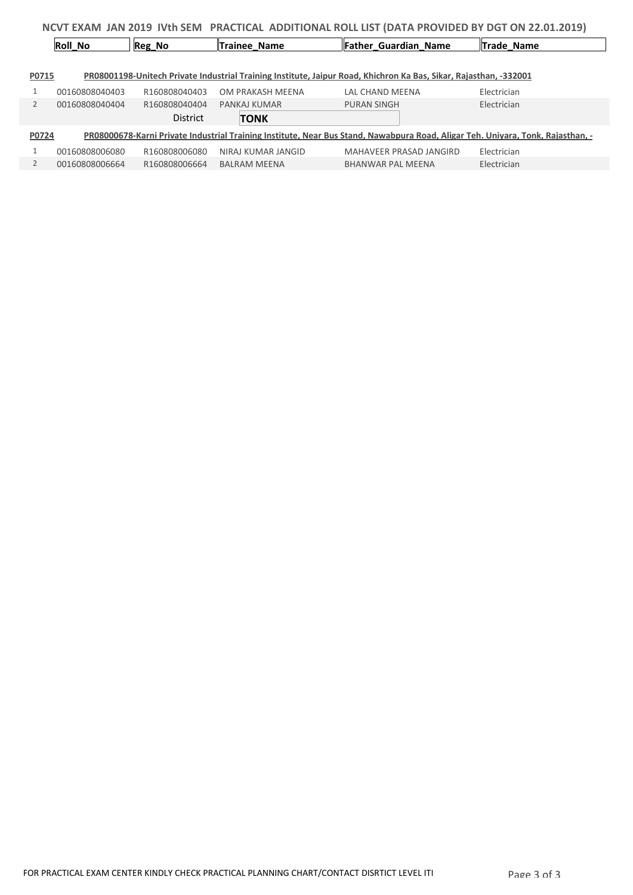# NCVT EXAM JAN 2019 IVth SEM PRACTICAL ADDITIONAL ROLL LIST (DATA PROVIDED BY DGT ON 22.01.2019)

| | Roll_No | Reg_No | Trainee_Name | Father_Guardian_Name | Trade_Name |
|---|---|---|---|---|---|

**P0715** **PR08001198-Unitech Private Industrial Training Institute, Jaipur Road, Khichron Ka Bas, Sikar, Rajasthan, -332001**

| | Roll_No | Reg_No | Trainee_Name | Father_Guardian_Name | Trade_Name |
|---|---|---|---|---|---|
| 1 | 00160808040403 | R160808040403 | OM PRAKASH MEENA | LAL CHAND MEENA | Electrician |
| 2 | 00160808040404 | R160808040404 | PANKAJ KUMAR | PURAN SINGH | Electrician |

District **TONK**

**P0724** **PR08000678-Karni Private Industrial Training Institute, Near Bus Stand, Nawabpura Road, Aligar Teh. Uniyara, Tonk, Rajasthan, -**

| | Roll_No | Reg_No | Trainee_Name | Father_Guardian_Name | Trade_Name |
|---|---|---|---|---|---|
| 1 | 00160808006080 | R160808006080 | NIRAJ KUMAR JANGID | MAHAVEER PRASAD JANGIRD | Electrician |
| 2 | 00160808006664 | R160808006664 | BALRAM MEENA | BHANWAR PAL MEENA | Electrician |

FOR PRACTICAL EXAM CENTER KINDLY CHECK PRACTICAL PLANNING CHART/CONTACT DISRTICT LEVEL ITI